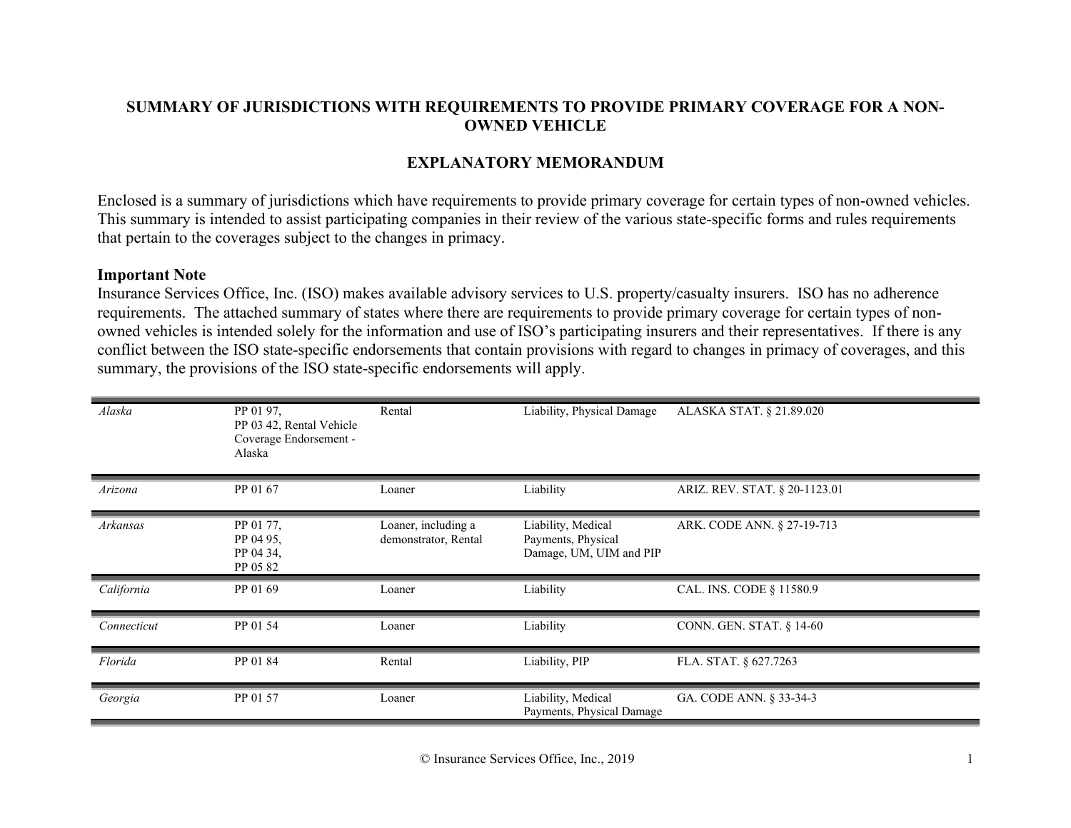**SUMMARY OF JURISDICTIONS WITH REQUIREMENTS TO PROVIDE PRIMARY COVERAGE FOR A NON-OWNED VEHICLE**

**EXPLANATORY MEMORANDUM**

Enclosed is a summary of jurisdictions which have requirements to provide primary coverage for certain types of non-owned vehicles. This summary is intended to assist participating companies in their review of the various state-specific forms and rules requirements that pertain to the coverages subject to the changes in primacy.

**Important Note**

Insurance Services Office, Inc. (ISO) makes available advisory services to U.S. property/casualty insurers. ISO has no adherence requirements. The attached summary of states where there are requirements to provide primary coverage for certain types of non-owned vehicles is intended solely for the information and use of ISO's participating insurers and their representatives. If there is any conflict between the ISO state-specific endorsements that contain provisions with regard to changes in primacy of coverages, and this summary, the provisions of the ISO state-specific endorsements will apply.

| | | | | |
|---|---|---|---|---|
| *Alaska* | PP 01 97, PP 03 42, Rental Vehicle Coverage Endorsement - Alaska | Rental | Liability, Physical Damage | ALASKA STAT. § 21.89.020 |
| *Arizona* | PP 01 67 | Loaner | Liability | ARIZ. REV. STAT. § 20-1123.01 |
| *Arkansas* | PP 01 77, PP 04 95, PP 04 34, PP 05 82 | Loaner, including a demonstrator, Rental | Liability, Medical Payments, Physical Damage, UM, UIM and PIP | ARK. CODE ANN. § 27-19-713 |
| *California* | PP 01 69 | Loaner | Liability | CAL. INS. CODE § 11580.9 |
| *Connecticut* | PP 01 54 | Loaner | Liability | CONN. GEN. STAT. § 14-60 |
| *Florida* | PP 01 84 | Rental | Liability, PIP | FLA. STAT. § 627.7263 |
| *Georgia* | PP 01 57 | Loaner | Liability, Medical Payments, Physical Damage | GA. CODE ANN. § 33-34-3 |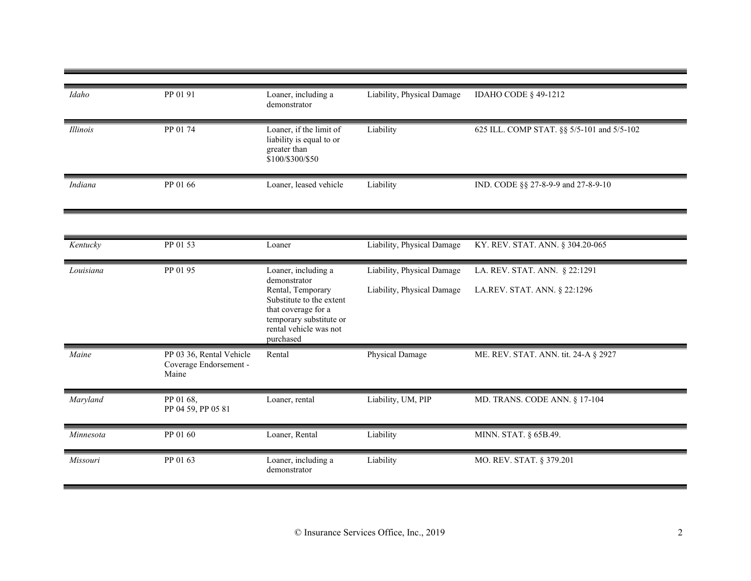| | | | | |
|---|---|---|---|---|
| *Idaho* | PP 01 91 | Loaner, including a demonstrator | Liability, Physical Damage | IDAHO CODE § 49-1212 |
| *Illinois* | PP 01 74 | Loaner, if the limit of liability is equal to or greater than $100/$300/$50 | Liability | 625 ILL. COMP STAT. §§ 5/5-101 and 5/5-102 |
| *Indiana* | PP 01 66 | Loaner, leased vehicle | Liability | IND. CODE §§ 27-8-9-9 and 27-8-9-10 |

| | | | | |
|---|---|---|---|---|
| *Kentucky* | PP 01 53 | Loaner | Liability, Physical Damage | KY. REV. STAT. ANN. § 304.20-065 |
| *Louisiana* | PP 01 95 | Loaner, including a demonstrator | Liability, Physical Damage | LA. REV. STAT. ANN. § 22:1291 |
| | | Rental, Temporary Substitute to the extent that coverage for a temporary substitute or rental vehicle was not purchased | Liability, Physical Damage | LA.REV. STAT. ANN. § 22:1296 |
| *Maine* | PP 03 36, Rental Vehicle Coverage Endorsement - Maine | Rental | Physical Damage | ME. REV. STAT. ANN. tit. 24-A § 2927 |
| *Maryland* | PP 01 68, PP 04 59, PP 05 81 | Loaner, rental | Liability, UM, PIP | MD. TRANS. CODE ANN. § 17-104 |
| *Minnesota* | PP 01 60 | Loaner, Rental | Liability | MINN. STAT. § 65B.49. |
| *Missouri* | PP 01 63 | Loaner, including a demonstrator | Liability | MO. REV. STAT. § 379.201 |

© Insurance Services Office, Inc., 2019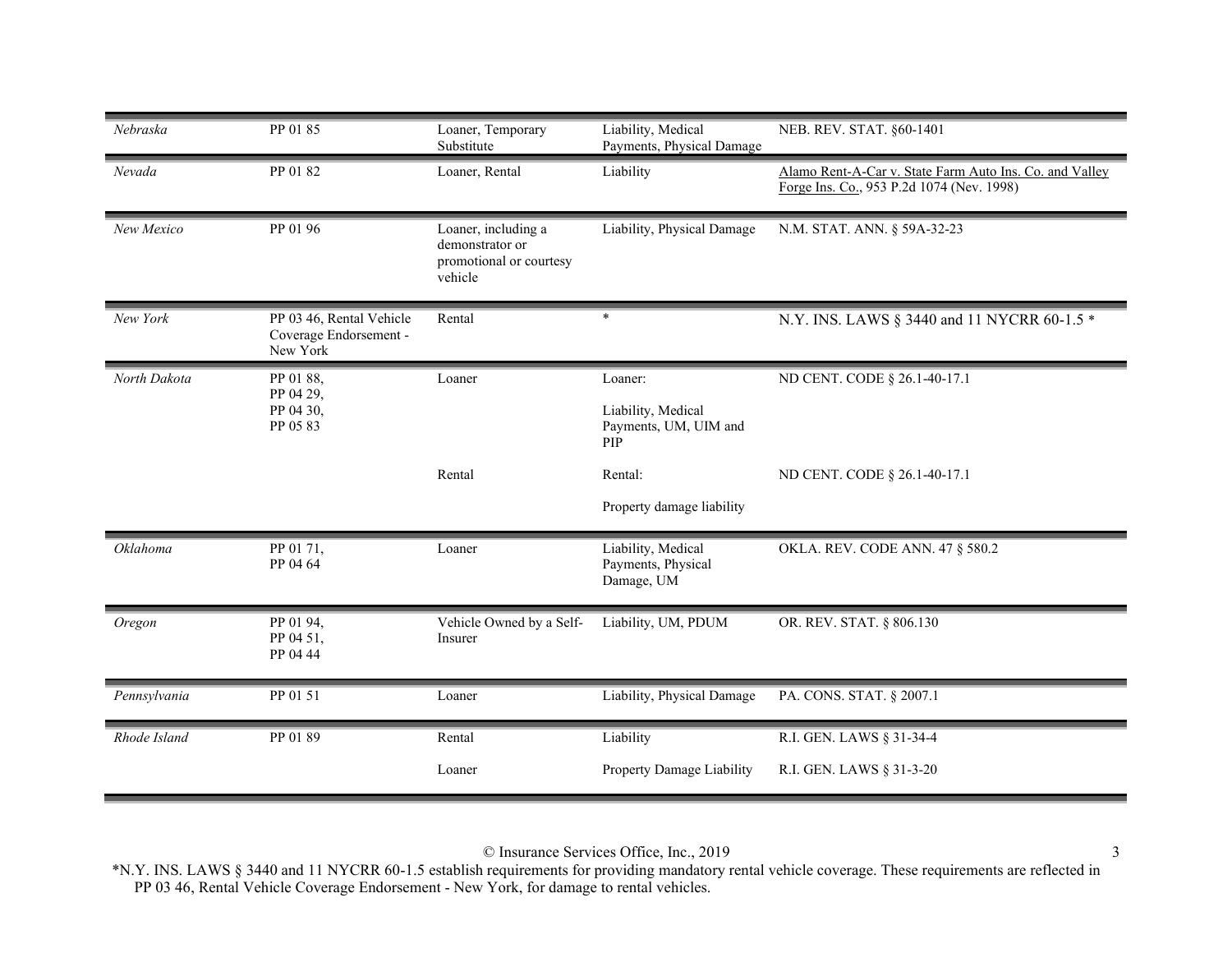| | | | | |
|---|---|---|---|---|
| *Nebraska* | PP 01 85 | Loaner, Temporary Substitute | Liability, Medical Payments, Physical Damage | NEB. REV. STAT. §60-1401 |
| *Nevada* | PP 01 82 | Loaner, Rental | Liability | Alamo Rent-A-Car v. State Farm Auto Ins. Co. and Valley Forge Ins. Co., 953 P.2d 1074 (Nev. 1998) |
| *New Mexico* | PP 01 96 | Loaner, including a demonstrator or promotional or courtesy vehicle | Liability, Physical Damage | N.M. STAT. ANN. § 59A-32-23 |
| *New York* | PP 03 46, Rental Vehicle Coverage Endorsement - New York | Rental | * | N.Y. INS. LAWS § 3440 and 11 NYCRR 60-1.5 * |
| *North Dakota* | PP 01 88, PP 04 29, PP 04 30, PP 05 83 | Loaner | Loaner: Liability, Medical Payments, UM, UIM and PIP | ND CENT. CODE § 26.1-40-17.1 |
| | | Rental | Rental: Property damage liability | ND CENT. CODE § 26.1-40-17.1 |
| *Oklahoma* | PP 01 71, PP 04 64 | Loaner | Liability, Medical Payments, Physical Damage, UM | OKLA. REV. CODE ANN. 47 § 580.2 |
| *Oregon* | PP 01 94, PP 04 51, PP 04 44 | Vehicle Owned by a Self-Insurer | Liability, UM, PDUM | OR. REV. STAT. § 806.130 |
| *Pennsylvania* | PP 01 51 | Loaner | Liability, Physical Damage | PA. CONS. STAT. § 2007.1 |
| *Rhode Island* | PP 01 89 | Rental | Liability | R.I. GEN. LAWS § 31-34-4 |
| | | Loaner | Property Damage Liability | R.I. GEN. LAWS § 31-3-20 |

© Insurance Services Office, Inc., 2019

*N.Y. INS. LAWS § 3440 and 11 NYCRR 60-1.5 establish requirements for providing mandatory rental vehicle coverage. These requirements are reflected in PP 03 46, Rental Vehicle Coverage Endorsement - New York, for damage to rental vehicles.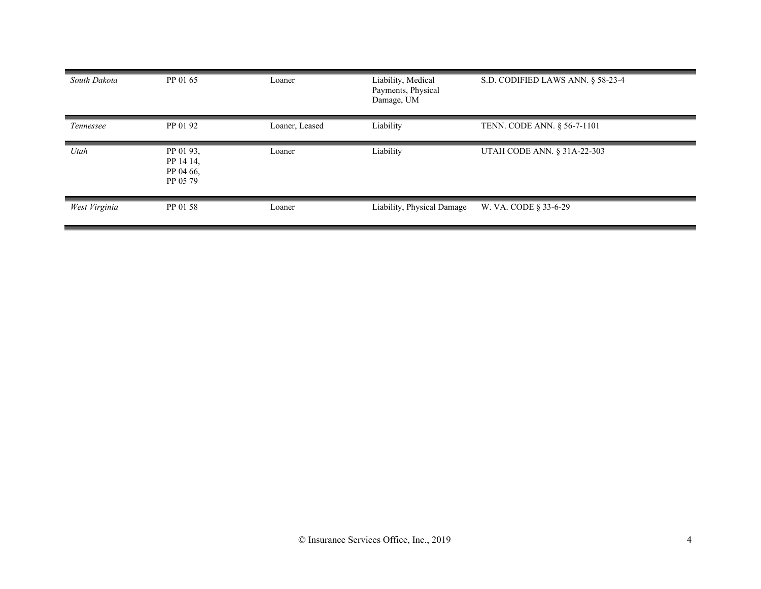| | | | | |
|---|---|---|---|---|
| *South Dakota* | PP 01 65 | Loaner | Liability, Medical Payments, Physical Damage, UM | S.D. CODIFIED LAWS ANN. § 58-23-4 |
| *Tennessee* | PP 01 92 | Loaner, Leased | Liability | TENN. CODE ANN. § 56-7-1101 |
| *Utah* | PP 01 93, PP 14 14, PP 04 66, PP 05 79 | Loaner | Liability | UTAH CODE ANN. § 31A-22-303 |
| *West Virginia* | PP 01 58 | Loaner | Liability, Physical Damage | W. VA. CODE § 33-6-29 |

© Insurance Services Office, Inc., 2019